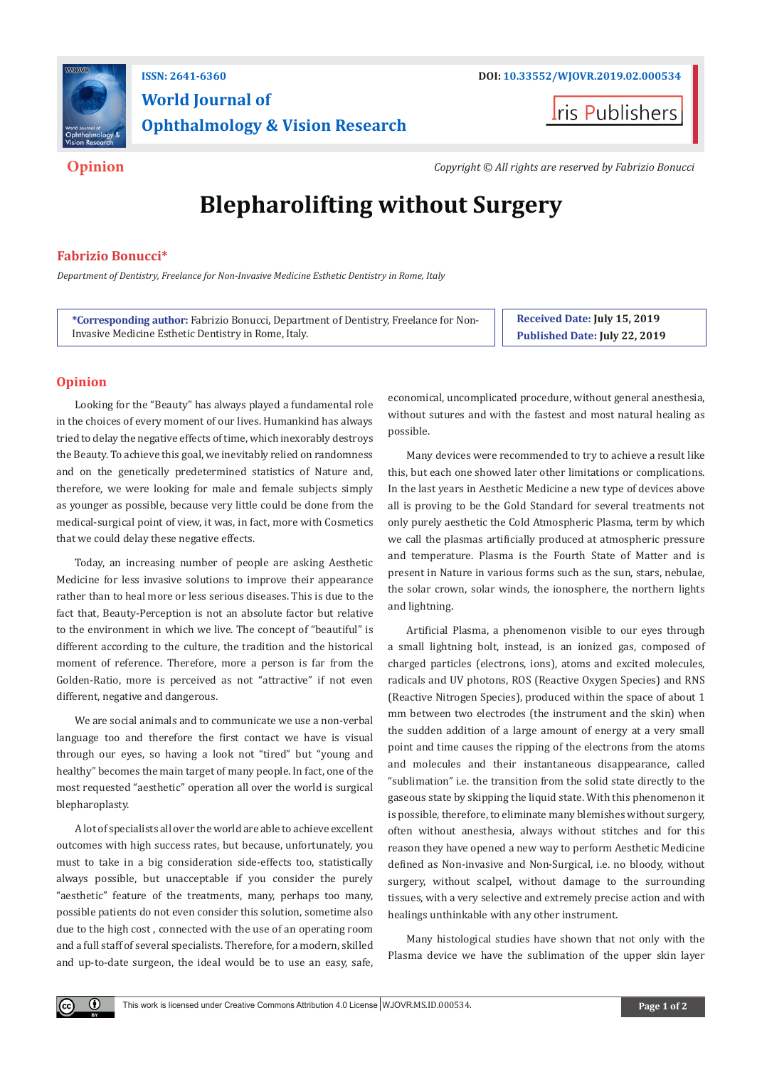ISSN: 2641-6360

DOI: 10.33552/WJOVR.2019.02.000534

**World Journal of Ophthalmology & Vision Research**

Iris Publishers

**Opinion**

*Copyright © All rights are reserved by Fabrizio Bonucci*

# Blepharolifting without Surgery

**Fabrizio Bonucci***

*Department of Dentistry, Freelance for Non-Invasive Medicine Esthetic Dentistry in Rome, Italy*

**\*Corresponding author:** Fabrizio Bonucci, Department of Dentistry, Freelance for Non-Invasive Medicine Esthetic Dentistry in Rome, Italy.

**Received Date:** July 15, 2019

**Published Date:** July 22, 2019

## Opinion

Looking for the "Beauty" has always played a fundamental role in the choices of every moment of our lives. Humankind has always tried to delay the negative effects of time, which inexorably destroys the Beauty. To achieve this goal, we inevitably relied on randomness and on the genetically predetermined statistics of Nature and, therefore, we were looking for male and female subjects simply as younger as possible, because very little could be done from the medical-surgical point of view, it was, in fact, more with Cosmetics that we could delay these negative effects.

Today, an increasing number of people are asking Aesthetic Medicine for less invasive solutions to improve their appearance rather than to heal more or less serious diseases. This is due to the fact that, Beauty-Perception is not an absolute factor but relative to the environment in which we live. The concept of "beautiful" is different according to the culture, the tradition and the historical moment of reference. Therefore, more a person is far from the Golden-Ratio, more is perceived as not "attractive" if not even different, negative and dangerous.

We are social animals and to communicate we use a non-verbal language too and therefore the first contact we have is visual through our eyes, so having a look not "tired" but "young and healthy" becomes the main target of many people. In fact, one of the most requested "aesthetic" operation all over the world is surgical blepharoplasty.

A lot of specialists all over the world are able to achieve excellent outcomes with high success rates, but because, unfortunately, you must to take in a big consideration side-effects too, statistically always possible, but unacceptable if you consider the purely "aesthetic" feature of the treatments, many, perhaps too many, possible patients do not even consider this solution, sometime also due to the high cost , connected with the use of an operating room and a full staff of several specialists. Therefore, for a modern, skilled and up-to-date surgeon, the ideal would be to use an easy, safe, economical, uncomplicated procedure, without general anesthesia, without sutures and with the fastest and most natural healing as possible.

Many devices were recommended to try to achieve a result like this, but each one showed later other limitations or complications. In the last years in Aesthetic Medicine a new type of devices above all is proving to be the Gold Standard for several treatments not only purely aesthetic the Cold Atmospheric Plasma, term by which we call the plasmas artificially produced at atmospheric pressure and temperature. Plasma is the Fourth State of Matter and is present in Nature in various forms such as the sun, stars, nebulae, the solar crown, solar winds, the ionosphere, the northern lights and lightning.

Artificial Plasma, a phenomenon visible to our eyes through a small lightning bolt, instead, is an ionized gas, composed of charged particles (electrons, ions), atoms and excited molecules, radicals and UV photons, ROS (Reactive Oxygen Species) and RNS (Reactive Nitrogen Species), produced within the space of about 1 mm between two electrodes (the instrument and the skin) when the sudden addition of a large amount of energy at a very small point and time causes the ripping of the electrons from the atoms and molecules and their instantaneous disappearance, called "sublimation" i.e. the transition from the solid state directly to the gaseous state by skipping the liquid state. With this phenomenon it is possible, therefore, to eliminate many blemishes without surgery, often without anesthesia, always without stitches and for this reason they have opened a new way to perform Aesthetic Medicine defined as Non-invasive and Non-Surgical, i.e. no bloody, without surgery, without scalpel, without damage to the surrounding tissues, with a very selective and extremely precise action and with healings unthinkable with any other instrument.

Many histological studies have shown that not only with the Plasma device we have the sublimation of the upper skin layer

This work is licensed under Creative Commons Attribution 4.0 License WJOVR.MS.ID.000534.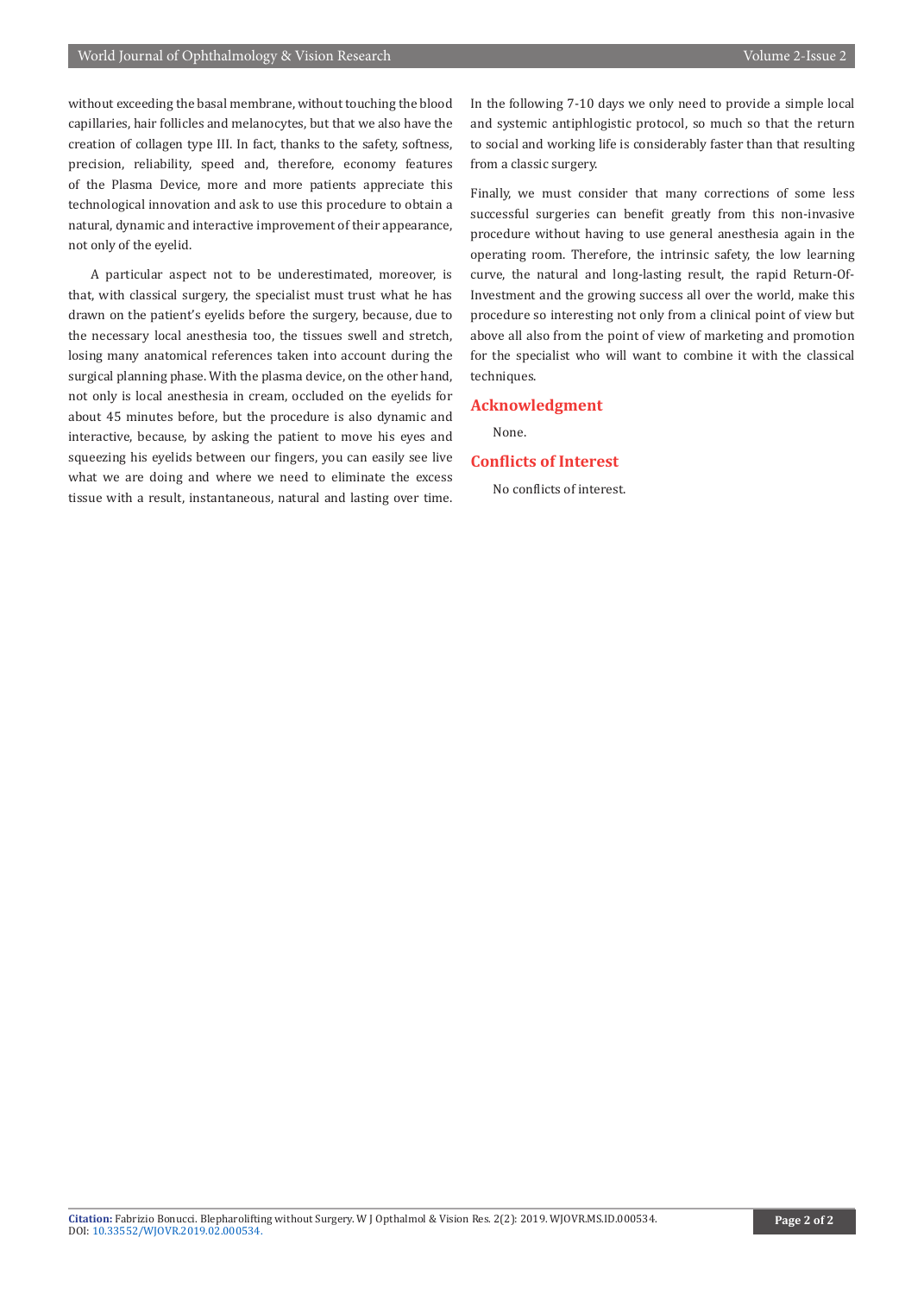without exceeding the basal membrane, without touching the blood capillaries, hair follicles and melanocytes, but that we also have the creation of collagen type III. In fact, thanks to the safety, softness, precision, reliability, speed and, therefore, economy features of the Plasma Device, more and more patients appreciate this technological innovation and ask to use this procedure to obtain a natural, dynamic and interactive improvement of their appearance, not only of the eyelid.

A particular aspect not to be underestimated, moreover, is that, with classical surgery, the specialist must trust what he has drawn on the patient's eyelids before the surgery, because, due to the necessary local anesthesia too, the tissues swell and stretch, losing many anatomical references taken into account during the surgical planning phase. With the plasma device, on the other hand, not only is local anesthesia in cream, occluded on the eyelids for about 45 minutes before, but the procedure is also dynamic and interactive, because, by asking the patient to move his eyes and squeezing his eyelids between our fingers, you can easily see live what we are doing and where we need to eliminate the excess tissue with a result, instantaneous, natural and lasting over time.

In the following 7-10 days we only need to provide a simple local and systemic antiphlogistic protocol, so much so that the return to social and working life is considerably faster than that resulting from a classic surgery.

Finally, we must consider that many corrections of some less successful surgeries can benefit greatly from this non-invasive procedure without having to use general anesthesia again in the operating room. Therefore, the intrinsic safety, the low learning curve, the natural and long-lasting result, the rapid Return-Of-Investment and the growing success all over the world, make this procedure so interesting not only from a clinical point of view but above all also from the point of view of marketing and promotion for the specialist who will want to combine it with the classical techniques.

## Acknowledgment

None.

## Conflicts of Interest

No conflicts of interest.

**Citation:** Fabrizio Bonucci. Blepharolifting without Surgery. W J Opthalmol & Vision Res. 2(2): 2019. WJOVR.MS.ID.000534.
DOI: 10.33552/WJOVR.2019.02.000534.